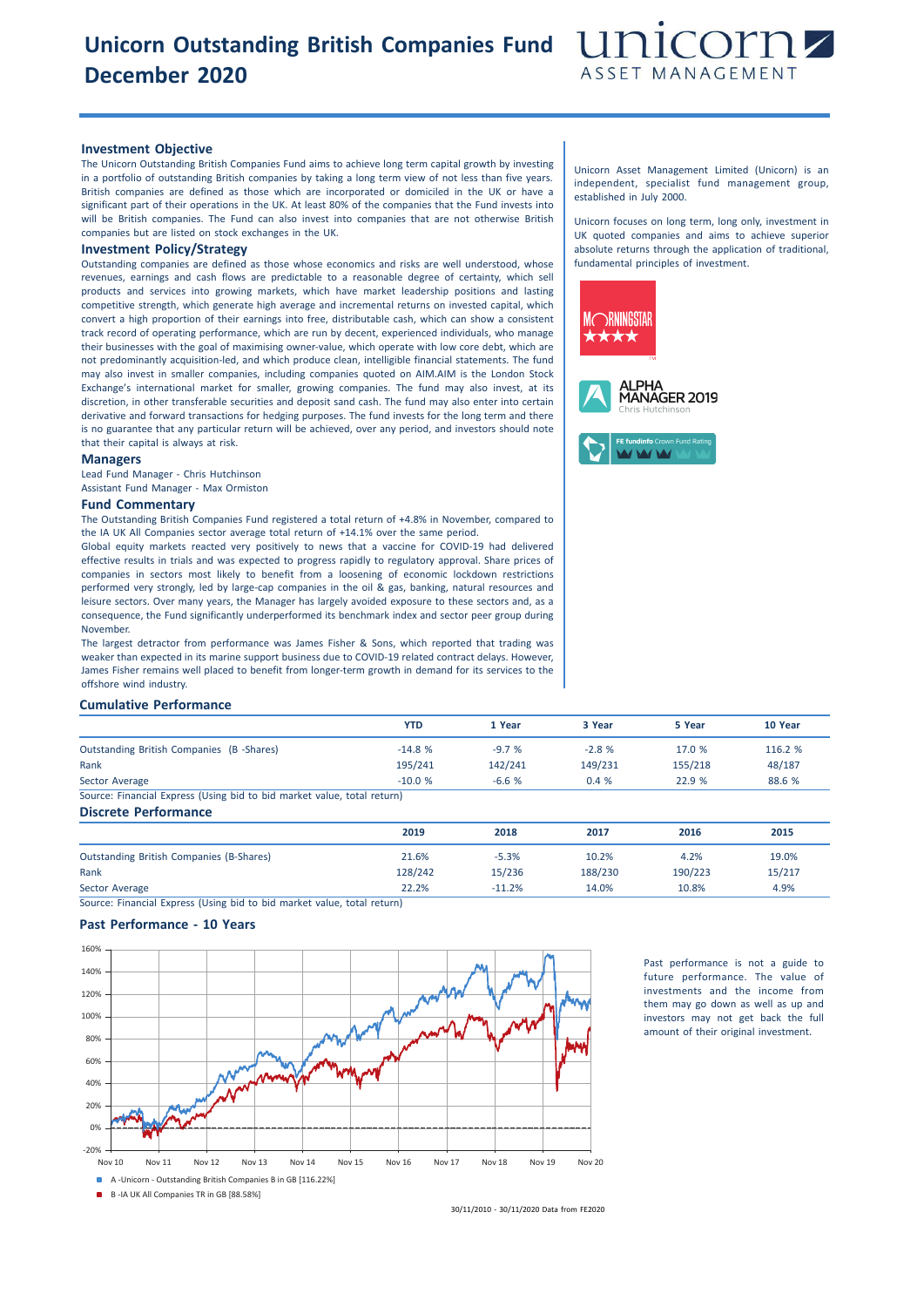# Unicorn Outstanding British Companies Fund December 2020

## Investment Objective

The Unicorn Outstanding British Companies Fund aims to achieve long term capital growth by investing in a portfolio of outstanding British companies by taking a long term view of not less than five years. British companies are defined as those which are incorporated or domiciled in the UK or have a significant part of their operations in the UK. At least 80% of the companies that the Fund invests into will be British companies. The Fund can also invest into companies that are not otherwise British companies but are listed on stock exchanges in the UK.

## Investment Policy/Strategy

Outstanding companies are defined as those whose economics and risks are well understood, whose revenues, earnings and cash flows are predictable to a reasonable degree of certainty, which sell products and services into growing markets, which have market leadership positions and lasting competitive strength, which generate high average and incremental returns on invested capital, which convert a high proportion of their earnings into free, distributable cash, which can show a consistent track record of operating performance, which are run by decent, experienced individuals, who manage their businesses with the goal of maximising owner-value, which operate with low core debt, which are not predominantly acquisition-led, and which produce clean, intelligible financial statements. The fund may also invest in smaller companies, including companies quoted on AIM.AIM is the London Stock Exchange's international market for smaller, growing companies. The fund may also invest, at its discretion, in other transferable securities and deposit sand cash. The fund may also enter into certain derivative and forward transactions for hedging purposes. The fund invests for the long term and there is no guarantee that any particular return will be achieved, over any period, and investors should note that their capital is always at risk.

## Managers

Lead Fund Manager - Chris Hutchinson
Assistant Fund Manager - Max Ormiston

## Fund Commentary

The Outstanding British Companies Fund registered a total return of +4.8% in November, compared to the IA UK All Companies sector average total return of +14.1% over the same period.

Global equity markets reacted very positively to news that a vaccine for COVID-19 had delivered effective results in trials and was expected to progress rapidly to regulatory approval. Share prices of companies in sectors most likely to benefit from a loosening of economic lockdown restrictions performed very strongly, led by large-cap companies in the oil & gas, banking, natural resources and leisure sectors. Over many years, the Manager has largely avoided exposure to these sectors and, as a consequence, the Fund significantly underperformed its benchmark index and sector peer group during November.

The largest detractor from performance was James Fisher & Sons, which reported that trading was weaker than expected in its marine support business due to COVID-19 related contract delays. However, James Fisher remains well placed to benefit from longer-term growth in demand for its services to the offshore wind industry.

Unicorn Asset Management Limited (Unicorn) is an independent, specialist fund management group, established in July 2000.

Unicorn focuses on long term, long only, investment in UK quoted companies and aims to achieve superior absolute returns through the application of traditional, fundamental principles of investment.

MORNINGSTAR ★★★★

ALPHA MANAGER 2019
Chris Hutchinson

FE fundinfo Crown Fund Rating

## Cumulative Performance

| | YTD | 1 Year | 3 Year | 5 Year | 10 Year |
|---|---|---|---|---|---|
| Outstanding British Companies (B -Shares) | -14.8 % | -9.7 % | -2.8 % | 17.0 % | 116.2 % |
| Rank | 195/241 | 142/241 | 149/231 | 155/218 | 48/187 |
| Sector Average | -10.0 % | -6.6 % | 0.4 % | 22.9 % | 88.6 % |

Source: Financial Express (Using bid to bid market value, total return)

## Discrete Performance

| | 2019 | 2018 | 2017 | 2016 | 2015 |
|---|---|---|---|---|---|
| Outstanding British Companies (B-Shares) | 21.6% | -5.3% | 10.2% | 4.2% | 19.0% |
| Rank | 128/242 | 15/236 | 188/230 | 190/223 | 15/217 |
| Sector Average | 22.2% | -11.2% | 14.0% | 10.8% | 4.9% |

Source: Financial Express (Using bid to bid market value, total return)

## Past Performance - 10 Years

A -Unicorn - Outstanding British Companies B in GB [116.22%]
B -IA UK All Companies TR in GB [88.58%]

30/11/2010 - 30/11/2020 Data from FE2020

Past performance is not a guide to future performance. The value of investments and the income from them may go down as well as up and investors may not get back the full amount of their original investment.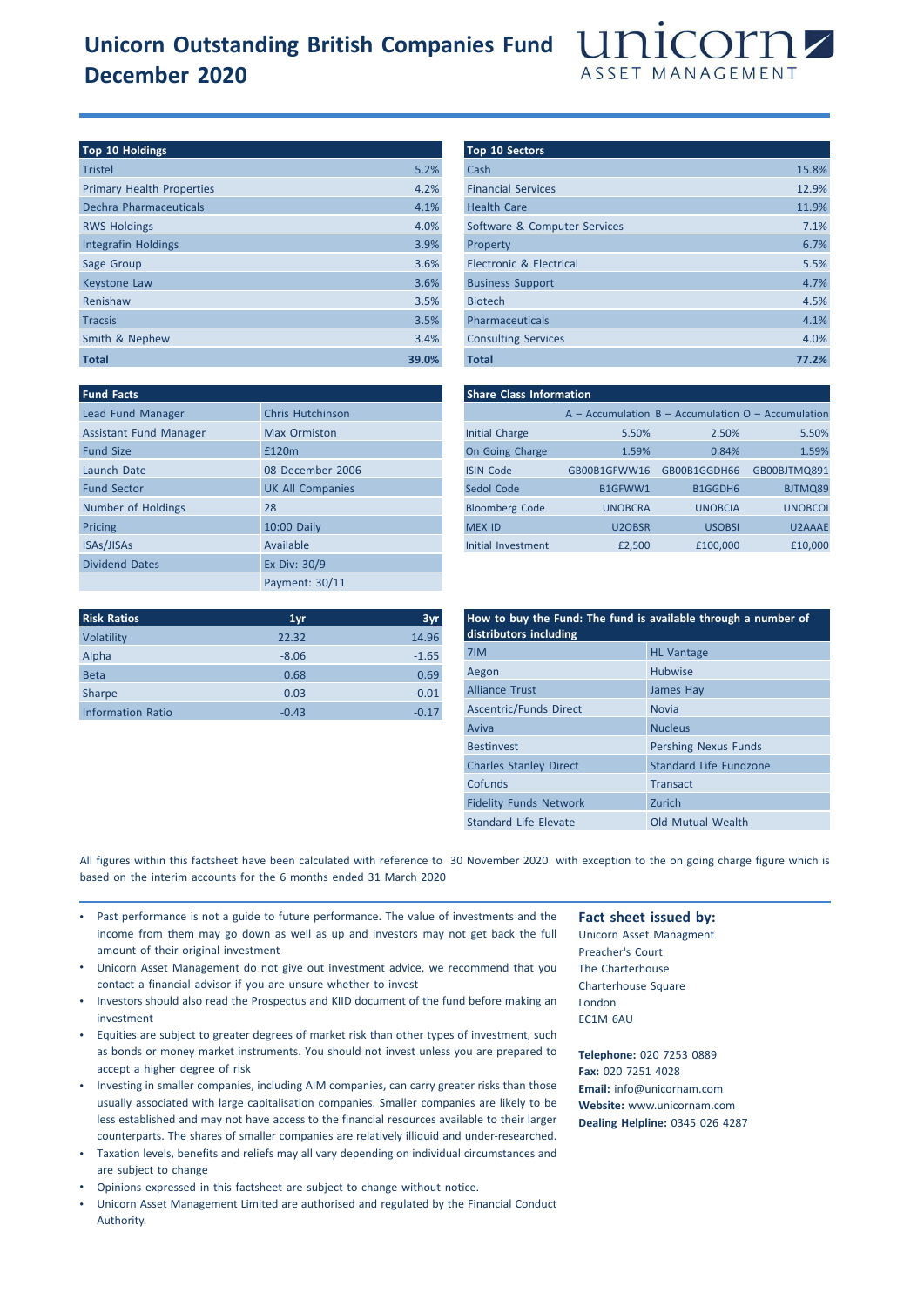# Unicorn Outstanding British Companies Fund December 2020

| Top 10 Holdings | |
|---|---|
| Tristel | 5.2% |
| Primary Health Properties | 4.2% |
| Dechra Pharmaceuticals | 4.1% |
| RWS Holdings | 4.0% |
| Integrafin Holdings | 3.9% |
| Sage Group | 3.6% |
| Keystone Law | 3.6% |
| Renishaw | 3.5% |
| Tracsis | 3.5% |
| Smith & Nephew | 3.4% |
| **Total** | **39.0%** |

| Top 10 Sectors | |
|---|---|
| Cash | 15.8% |
| Financial Services | 12.9% |
| Health Care | 11.9% |
| Software & Computer Services | 7.1% |
| Property | 6.7% |
| Electronic & Electrical | 5.5% |
| Business Support | 4.7% |
| Biotech | 4.5% |
| Pharmaceuticals | 4.1% |
| Consulting Services | 4.0% |
| **Total** | **77.2%** |

| Fund Facts | |
|---|---|
| Lead Fund Manager | Chris Hutchinson |
| Assistant Fund Manager | Max Ormiston |
| Fund Size | £120m |
| Launch Date | 08 December 2006 |
| Fund Sector | UK All Companies |
| Number of Holdings | 28 |
| Pricing | 10:00 Daily |
| ISAs/JISAs | Available |
| Dividend Dates | Ex-Div: 30/9 |
| | Payment: 30/11 |

| Share Class Information | A – Accumulation | B – Accumulation | O – Accumulation |
|---|---|---|---|
| Initial Charge | 5.50% | 2.50% | 5.50% |
| On Going Charge | 1.59% | 0.84% | 1.59% |
| ISIN Code | GB00B1GFWW16 | GB00B1GGDH66 | GB00BJTMQ891 |
| Sedol Code | B1GFWW1 | B1GGDH6 | BJTMQ89 |
| Bloomberg Code | UNOBCRA | UNOBCIA | UNOBCOI |
| MEX ID | U2OBSR | USOBSI | U2AAAE |
| Initial Investment | £2,500 | £100,000 | £10,000 |

| Risk Ratios | 1yr | 3yr |
|---|---|---|
| Volatility | 22.32 | 14.96 |
| Alpha | -8.06 | -1.65 |
| Beta | 0.68 | 0.69 |
| Sharpe | -0.03 | -0.01 |
| Information Ratio | -0.43 | -0.17 |

| How to buy the Fund: The fund is available through a number of distributors including | |
|---|---|
| 7IM | HL Vantage |
| Aegon | Hubwise |
| Alliance Trust | James Hay |
| Ascentric/Funds Direct | Novia |
| Aviva | Nucleus |
| Bestinvest | Pershing Nexus Funds |
| Charles Stanley Direct | Standard Life Fundzone |
| Cofunds | Transact |
| Fidelity Funds Network | Zurich |
| Standard Life Elevate | Old Mutual Wealth |

All figures within this factsheet have been calculated with reference to 30 November 2020 with exception to the on going charge figure which is based on the interim accounts for the 6 months ended 31 March 2020

- Past performance is not a guide to future performance. The value of investments and the income from them may go down as well as up and investors may not get back the full amount of their original investment
- Unicorn Asset Management do not give out investment advice, we recommend that you contact a financial advisor if you are unsure whether to invest
- Investors should also read the Prospectus and KIID document of the fund before making an investment
- Equities are subject to greater degrees of market risk than other types of investment, such as bonds or money market instruments. You should not invest unless you are prepared to accept a higher degree of risk
- Investing in smaller companies, including AIM companies, can carry greater risks than those usually associated with large capitalisation companies. Smaller companies are likely to be less established and may not have access to the financial resources available to their larger counterparts. The shares of smaller companies are relatively illiquid and under-researched.
- Taxation levels, benefits and reliefs may all vary depending on individual circumstances and are subject to change
- Opinions expressed in this factsheet are subject to change without notice.
- Unicorn Asset Management Limited are authorised and regulated by the Financial Conduct Authority.

**Fact sheet issued by:**

Unicorn Asset Managment
Preacher's Court
The Charterhouse
Charterhouse Square
London
EC1M 6AU

**Telephone:** 020 7253 0889
**Fax:** 020 7251 4028
**Email:** info@unicornam.com
**Website:** www.unicornam.com
**Dealing Helpline:** 0345 026 4287